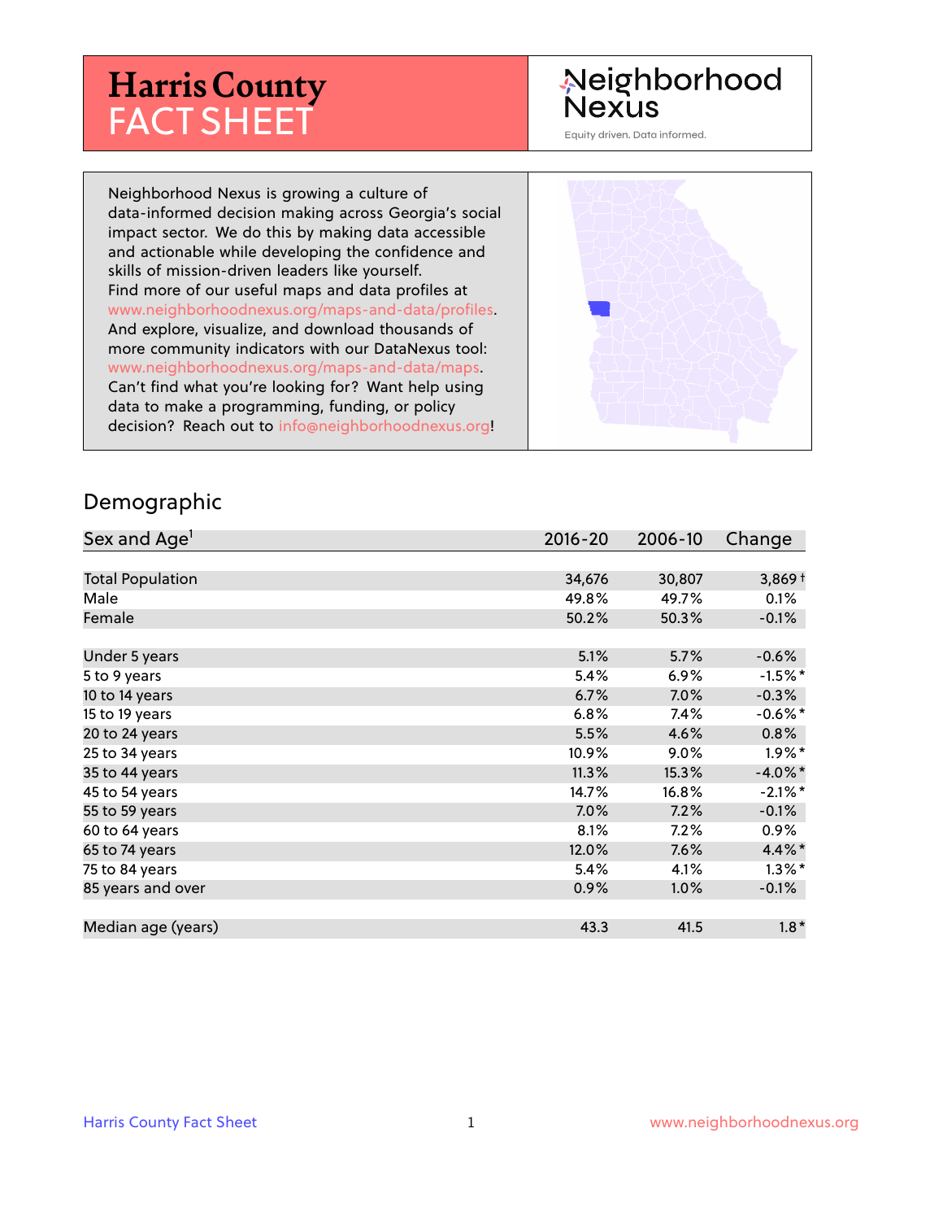# Harris County FACT SHEET

Neighborhood Nexus

Equity driven. Data informed.

Neighborhood Nexus is growing a culture of data-informed decision making across Georgia's social impact sector. We do this by making data accessible and actionable while developing the confidence and skills of mission-driven leaders like yourself. Find more of our useful maps and data profiles at www.neighborhoodnexus.org/maps-and-data/profiles. And explore, visualize, and download thousands of more community indicators with our DataNexus tool: www.neighborhoodnexus.org/maps-and-data/maps. Can't find what you're looking for? Want help using data to make a programming, funding, or policy decision? Reach out to info@neighborhoodnexus.org!

## Demographic

| Sex and Age[1] | 2016-20 | 2006-10 | Change |
|---|---|---|---|
| Total Population | 34,676 | 30,807 | 3,869† |
| Male | 49.8% | 49.7% | 0.1% |
| Female | 50.2% | 50.3% | -0.1% |
| Under 5 years | 5.1% | 5.7% | -0.6% |
| 5 to 9 years | 5.4% | 6.9% | -1.5%* |
| 10 to 14 years | 6.7% | 7.0% | -0.3% |
| 15 to 19 years | 6.8% | 7.4% | -0.6%* |
| 20 to 24 years | 5.5% | 4.6% | 0.8% |
| 25 to 34 years | 10.9% | 9.0% | 1.9%* |
| 35 to 44 years | 11.3% | 15.3% | -4.0%* |
| 45 to 54 years | 14.7% | 16.8% | -2.1%* |
| 55 to 59 years | 7.0% | 7.2% | -0.1% |
| 60 to 64 years | 8.1% | 7.2% | 0.9% |
| 65 to 74 years | 12.0% | 7.6% | 4.4%* |
| 75 to 84 years | 5.4% | 4.1% | 1.3%* |
| 85 years and over | 0.9% | 1.0% | -0.1% |
| Median age (years) | 43.3 | 41.5 | 1.8* |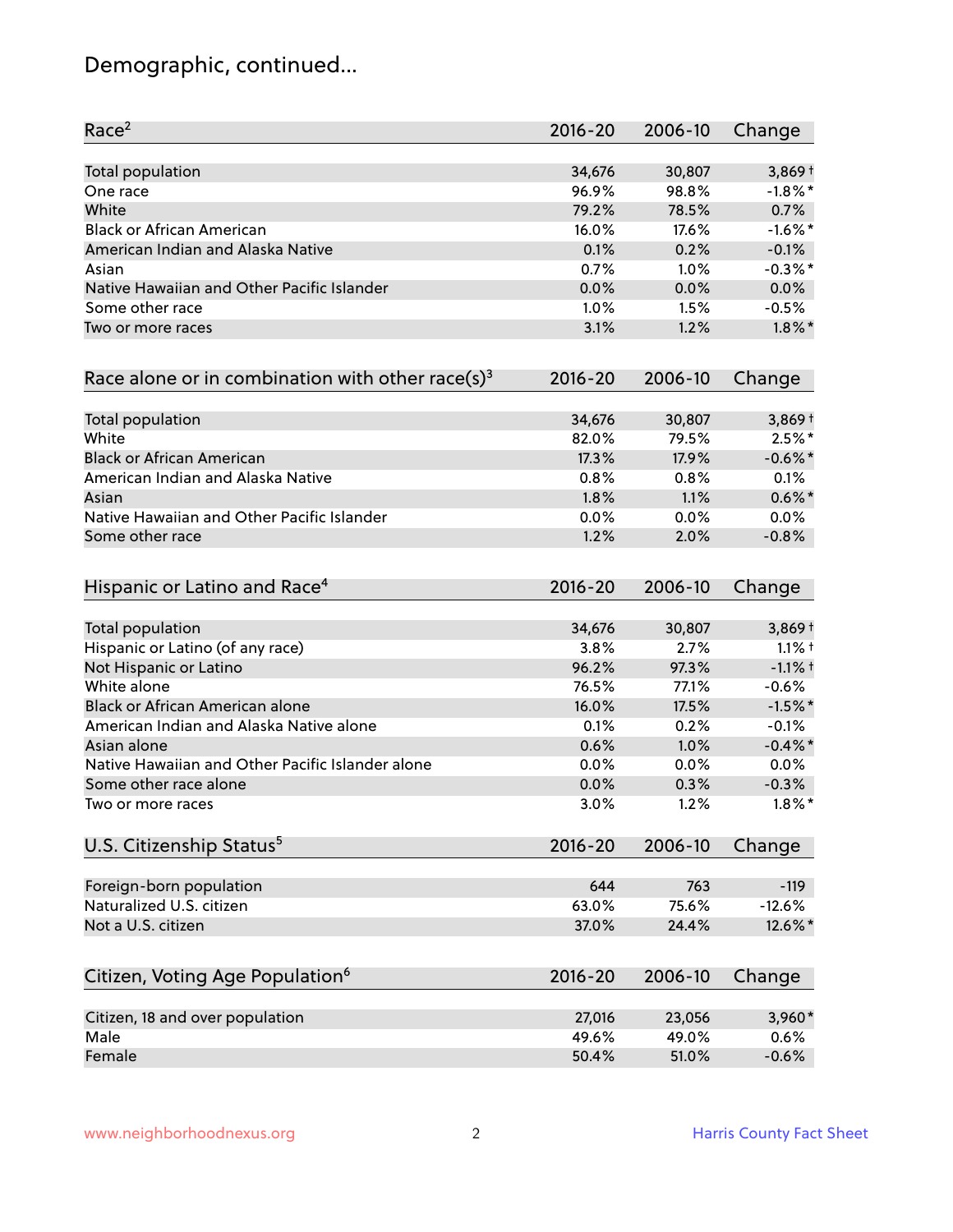# Demographic, continued...

| Race[2] | 2016-20 | 2006-10 | Change |
|---|---|---|---|
| Total population | 34,676 | 30,807 | 3,869† |
| One race | 96.9% | 98.8% | -1.8%* |
| White | 79.2% | 78.5% | 0.7% |
| Black or African American | 16.0% | 17.6% | -1.6%* |
| American Indian and Alaska Native | 0.1% | 0.2% | -0.1% |
| Asian | 0.7% | 1.0% | -0.3%* |
| Native Hawaiian and Other Pacific Islander | 0.0% | 0.0% | 0.0% |
| Some other race | 1.0% | 1.5% | -0.5% |
| Two or more races | 3.1% | 1.2% | 1.8%* |

| Race alone or in combination with other race(s)[3] | 2016-20 | 2006-10 | Change |
|---|---|---|---|
| Total population | 34,676 | 30,807 | 3,869† |
| White | 82.0% | 79.5% | 2.5%* |
| Black or African American | 17.3% | 17.9% | -0.6%* |
| American Indian and Alaska Native | 0.8% | 0.8% | 0.1% |
| Asian | 1.8% | 1.1% | 0.6%* |
| Native Hawaiian and Other Pacific Islander | 0.0% | 0.0% | 0.0% |
| Some other race | 1.2% | 2.0% | -0.8% |

| Hispanic or Latino and Race[4] | 2016-20 | 2006-10 | Change |
|---|---|---|---|
| Total population | 34,676 | 30,807 | 3,869† |
| Hispanic or Latino (of any race) | 3.8% | 2.7% | 1.1%† |
| Not Hispanic or Latino | 96.2% | 97.3% | -1.1%† |
| White alone | 76.5% | 77.1% | -0.6% |
| Black or African American alone | 16.0% | 17.5% | -1.5%* |
| American Indian and Alaska Native alone | 0.1% | 0.2% | -0.1% |
| Asian alone | 0.6% | 1.0% | -0.4%* |
| Native Hawaiian and Other Pacific Islander alone | 0.0% | 0.0% | 0.0% |
| Some other race alone | 0.0% | 0.3% | -0.3% |
| Two or more races | 3.0% | 1.2% | 1.8%* |

| U.S. Citizenship Status[5] | 2016-20 | 2006-10 | Change |
|---|---|---|---|
| Foreign-born population | 644 | 763 | -119 |
| Naturalized U.S. citizen | 63.0% | 75.6% | -12.6% |
| Not a U.S. citizen | 37.0% | 24.4% | 12.6%* |

| Citizen, Voting Age Population[6] | 2016-20 | 2006-10 | Change |
|---|---|---|---|
| Citizen, 18 and over population | 27,016 | 23,056 | 3,960* |
| Male | 49.6% | 49.0% | 0.6% |
| Female | 50.4% | 51.0% | -0.6% |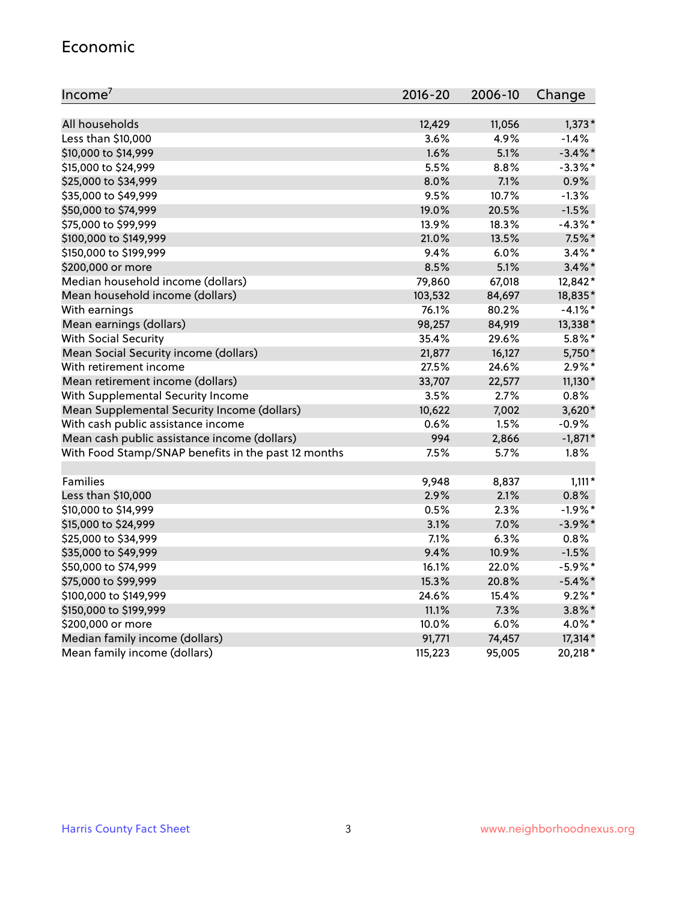## Economic

| Income[7] | 2016-20 | 2006-10 | Change |
|---|---|---|---|
| All households | 12,429 | 11,056 | 1,373* |
| Less than $10,000 | 3.6% | 4.9% | -1.4% |
| $10,000 to $14,999 | 1.6% | 5.1% | -3.4%* |
| $15,000 to $24,999 | 5.5% | 8.8% | -3.3%* |
| $25,000 to $34,999 | 8.0% | 7.1% | 0.9% |
| $35,000 to $49,999 | 9.5% | 10.7% | -1.3% |
| $50,000 to $74,999 | 19.0% | 20.5% | -1.5% |
| $75,000 to $99,999 | 13.9% | 18.3% | -4.3%* |
| $100,000 to $149,999 | 21.0% | 13.5% | 7.5%* |
| $150,000 to $199,999 | 9.4% | 6.0% | 3.4%* |
| $200,000 or more | 8.5% | 5.1% | 3.4%* |
| Median household income (dollars) | 79,860 | 67,018 | 12,842* |
| Mean household income (dollars) | 103,532 | 84,697 | 18,835* |
| With earnings | 76.1% | 80.2% | -4.1%* |
| Mean earnings (dollars) | 98,257 | 84,919 | 13,338* |
| With Social Security | 35.4% | 29.6% | 5.8%* |
| Mean Social Security income (dollars) | 21,877 | 16,127 | 5,750* |
| With retirement income | 27.5% | 24.6% | 2.9%* |
| Mean retirement income (dollars) | 33,707 | 22,577 | 11,130* |
| With Supplemental Security Income | 3.5% | 2.7% | 0.8% |
| Mean Supplemental Security Income (dollars) | 10,622 | 7,002 | 3,620* |
| With cash public assistance income | 0.6% | 1.5% | -0.9% |
| Mean cash public assistance income (dollars) | 994 | 2,866 | -1,871* |
| With Food Stamp/SNAP benefits in the past 12 months | 7.5% | 5.7% | 1.8% |
| | | | |
| Families | 9,948 | 8,837 | 1,111* |
| Less than $10,000 | 2.9% | 2.1% | 0.8% |
| $10,000 to $14,999 | 0.5% | 2.3% | -1.9%* |
| $15,000 to $24,999 | 3.1% | 7.0% | -3.9%* |
| $25,000 to $34,999 | 7.1% | 6.3% | 0.8% |
| $35,000 to $49,999 | 9.4% | 10.9% | -1.5% |
| $50,000 to $74,999 | 16.1% | 22.0% | -5.9%* |
| $75,000 to $99,999 | 15.3% | 20.8% | -5.4%* |
| $100,000 to $149,999 | 24.6% | 15.4% | 9.2%* |
| $150,000 to $199,999 | 11.1% | 7.3% | 3.8%* |
| $200,000 or more | 10.0% | 6.0% | 4.0%* |
| Median family income (dollars) | 91,771 | 74,457 | 17,314* |
| Mean family income (dollars) | 115,223 | 95,005 | 20,218* |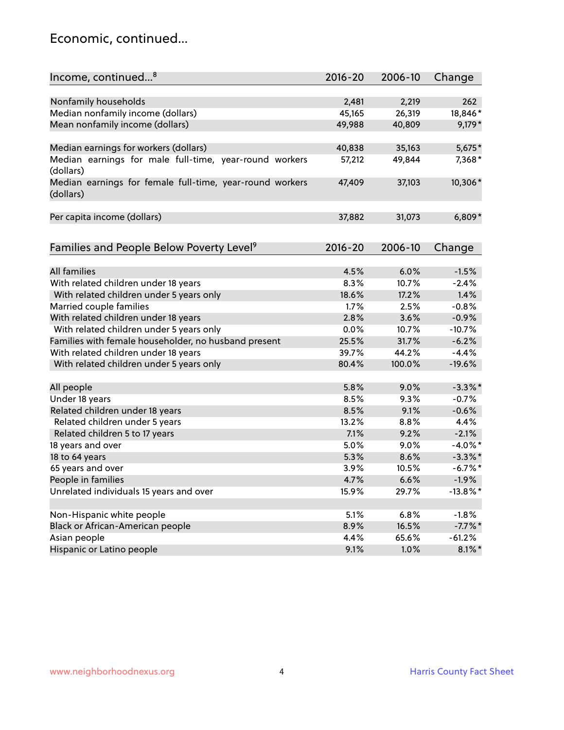## Economic, continued...

| Income, continued...[8] | 2016-20 | 2006-10 | Change |
|---|---|---|---|
| Nonfamily households | 2,481 | 2,219 | 262 |
| Median nonfamily income (dollars) | 45,165 | 26,319 | 18,846* |
| Mean nonfamily income (dollars) | 49,988 | 40,809 | 9,179* |
| Median earnings for workers (dollars) | 40,838 | 35,163 | 5,675* |
| Median earnings for male full-time, year-round workers (dollars) | 57,212 | 49,844 | 7,368* |
| Median earnings for female full-time, year-round workers (dollars) | 47,409 | 37,103 | 10,306* |
| Per capita income (dollars) | 37,882 | 31,073 | 6,809* |

| Families and People Below Poverty Level[9] | 2016-20 | 2006-10 | Change |
|---|---|---|---|
| All families | 4.5% | 6.0% | -1.5% |
| With related children under 18 years | 8.3% | 10.7% | -2.4% |
| With related children under 5 years only | 18.6% | 17.2% | 1.4% |
| Married couple families | 1.7% | 2.5% | -0.8% |
| With related children under 18 years | 2.8% | 3.6% | -0.9% |
| With related children under 5 years only | 0.0% | 10.7% | -10.7% |
| Families with female householder, no husband present | 25.5% | 31.7% | -6.2% |
| With related children under 18 years | 39.7% | 44.2% | -4.4% |
| With related children under 5 years only | 80.4% | 100.0% | -19.6% |
| All people | 5.8% | 9.0% | -3.3%* |
| Under 18 years | 8.5% | 9.3% | -0.7% |
| Related children under 18 years | 8.5% | 9.1% | -0.6% |
| Related children under 5 years | 13.2% | 8.8% | 4.4% |
| Related children 5 to 17 years | 7.1% | 9.2% | -2.1% |
| 18 years and over | 5.0% | 9.0% | -4.0%* |
| 18 to 64 years | 5.3% | 8.6% | -3.3%* |
| 65 years and over | 3.9% | 10.5% | -6.7%* |
| People in families | 4.7% | 6.6% | -1.9% |
| Unrelated individuals 15 years and over | 15.9% | 29.7% | -13.8%* |
| Non-Hispanic white people | 5.1% | 6.8% | -1.8% |
| Black or African-American people | 8.9% | 16.5% | -7.7%* |
| Asian people | 4.4% | 65.6% | -61.2% |
| Hispanic or Latino people | 9.1% | 1.0% | 8.1%* |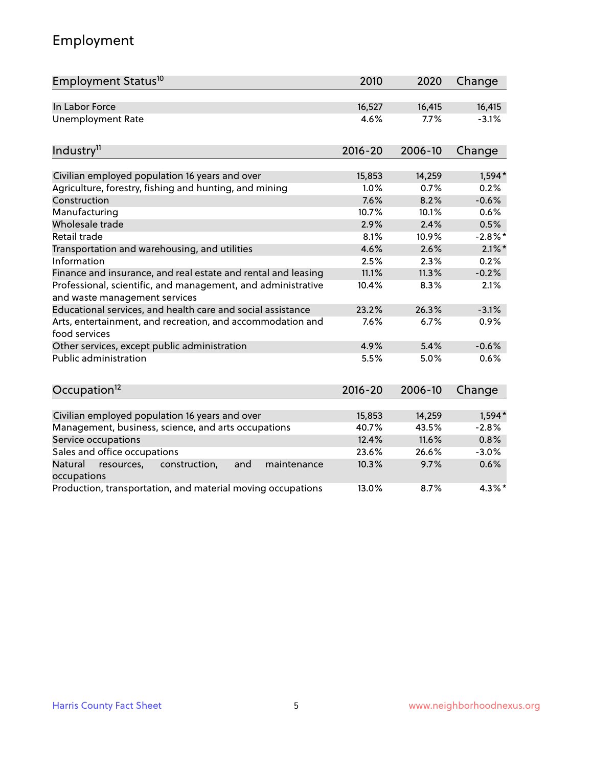# Employment

| Employment Status[10] | 2010 | 2020 | Change |
|---|---|---|---|
| In Labor Force | 16,527 | 16,415 | 16,415 |
| Unemployment Rate | 4.6% | 7.7% | -3.1% |

| Industry[11] | 2016-20 | 2006-10 | Change |
|---|---|---|---|
| Civilian employed population 16 years and over | 15,853 | 14,259 | 1,594* |
| Agriculture, forestry, fishing and hunting, and mining | 1.0% | 0.7% | 0.2% |
| Construction | 7.6% | 8.2% | -0.6% |
| Manufacturing | 10.7% | 10.1% | 0.6% |
| Wholesale trade | 2.9% | 2.4% | 0.5% |
| Retail trade | 8.1% | 10.9% | -2.8%* |
| Transportation and warehousing, and utilities | 4.6% | 2.6% | 2.1%* |
| Information | 2.5% | 2.3% | 0.2% |
| Finance and insurance, and real estate and rental and leasing | 11.1% | 11.3% | -0.2% |
| Professional, scientific, and management, and administrative and waste management services | 10.4% | 8.3% | 2.1% |
| Educational services, and health care and social assistance | 23.2% | 26.3% | -3.1% |
| Arts, entertainment, and recreation, and accommodation and food services | 7.6% | 6.7% | 0.9% |
| Other services, except public administration | 4.9% | 5.4% | -0.6% |
| Public administration | 5.5% | 5.0% | 0.6% |

| Occupation[12] | 2016-20 | 2006-10 | Change |
|---|---|---|---|
| Civilian employed population 16 years and over | 15,853 | 14,259 | 1,594* |
| Management, business, science, and arts occupations | 40.7% | 43.5% | -2.8% |
| Service occupations | 12.4% | 11.6% | 0.8% |
| Sales and office occupations | 23.6% | 26.6% | -3.0% |
| Natural resources, construction, and maintenance occupations | 10.3% | 9.7% | 0.6% |
| Production, transportation, and material moving occupations | 13.0% | 8.7% | 4.3%* |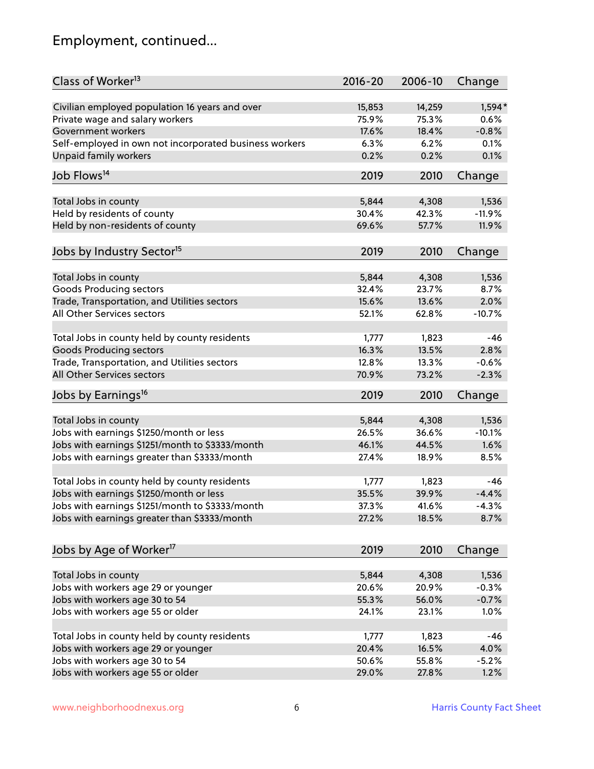# Employment, continued...

| Class of Worker[13] | 2016-20 | 2006-10 | Change |
|---|---|---|---|
| Civilian employed population 16 years and over | 15,853 | 14,259 | 1,594* |
| Private wage and salary workers | 75.9% | 75.3% | 0.6% |
| Government workers | 17.6% | 18.4% | -0.8% |
| Self-employed in own not incorporated business workers | 6.3% | 6.2% | 0.1% |
| Unpaid family workers | 0.2% | 0.2% | 0.1% |

| Job Flows[14] | 2019 | 2010 | Change |
|---|---|---|---|
| Total Jobs in county | 5,844 | 4,308 | 1,536 |
| Held by residents of county | 30.4% | 42.3% | -11.9% |
| Held by non-residents of county | 69.6% | 57.7% | 11.9% |

| Jobs by Industry Sector[15] | 2019 | 2010 | Change |
|---|---|---|---|
| Total Jobs in county | 5,844 | 4,308 | 1,536 |
| Goods Producing sectors | 32.4% | 23.7% | 8.7% |
| Trade, Transportation, and Utilities sectors | 15.6% | 13.6% | 2.0% |
| All Other Services sectors | 52.1% | 62.8% | -10.7% |
| | | | |
| Total Jobs in county held by county residents | 1,777 | 1,823 | -46 |
| Goods Producing sectors | 16.3% | 13.5% | 2.8% |
| Trade, Transportation, and Utilities sectors | 12.8% | 13.3% | -0.6% |
| All Other Services sectors | 70.9% | 73.2% | -2.3% |

| Jobs by Earnings[16] | 2019 | 2010 | Change |
|---|---|---|---|
| Total Jobs in county | 5,844 | 4,308 | 1,536 |
| Jobs with earnings $1250/month or less | 26.5% | 36.6% | -10.1% |
| Jobs with earnings $1251/month to $3333/month | 46.1% | 44.5% | 1.6% |
| Jobs with earnings greater than $3333/month | 27.4% | 18.9% | 8.5% |
| | | | |
| Total Jobs in county held by county residents | 1,777 | 1,823 | -46 |
| Jobs with earnings $1250/month or less | 35.5% | 39.9% | -4.4% |
| Jobs with earnings $1251/month to $3333/month | 37.3% | 41.6% | -4.3% |
| Jobs with earnings greater than $3333/month | 27.2% | 18.5% | 8.7% |

| Jobs by Age of Worker[17] | 2019 | 2010 | Change |
|---|---|---|---|
| Total Jobs in county | 5,844 | 4,308 | 1,536 |
| Jobs with workers age 29 or younger | 20.6% | 20.9% | -0.3% |
| Jobs with workers age 30 to 54 | 55.3% | 56.0% | -0.7% |
| Jobs with workers age 55 or older | 24.1% | 23.1% | 1.0% |
| | | | |
| Total Jobs in county held by county residents | 1,777 | 1,823 | -46 |
| Jobs with workers age 29 or younger | 20.4% | 16.5% | 4.0% |
| Jobs with workers age 30 to 54 | 50.6% | 55.8% | -5.2% |
| Jobs with workers age 55 or older | 29.0% | 27.8% | 1.2% |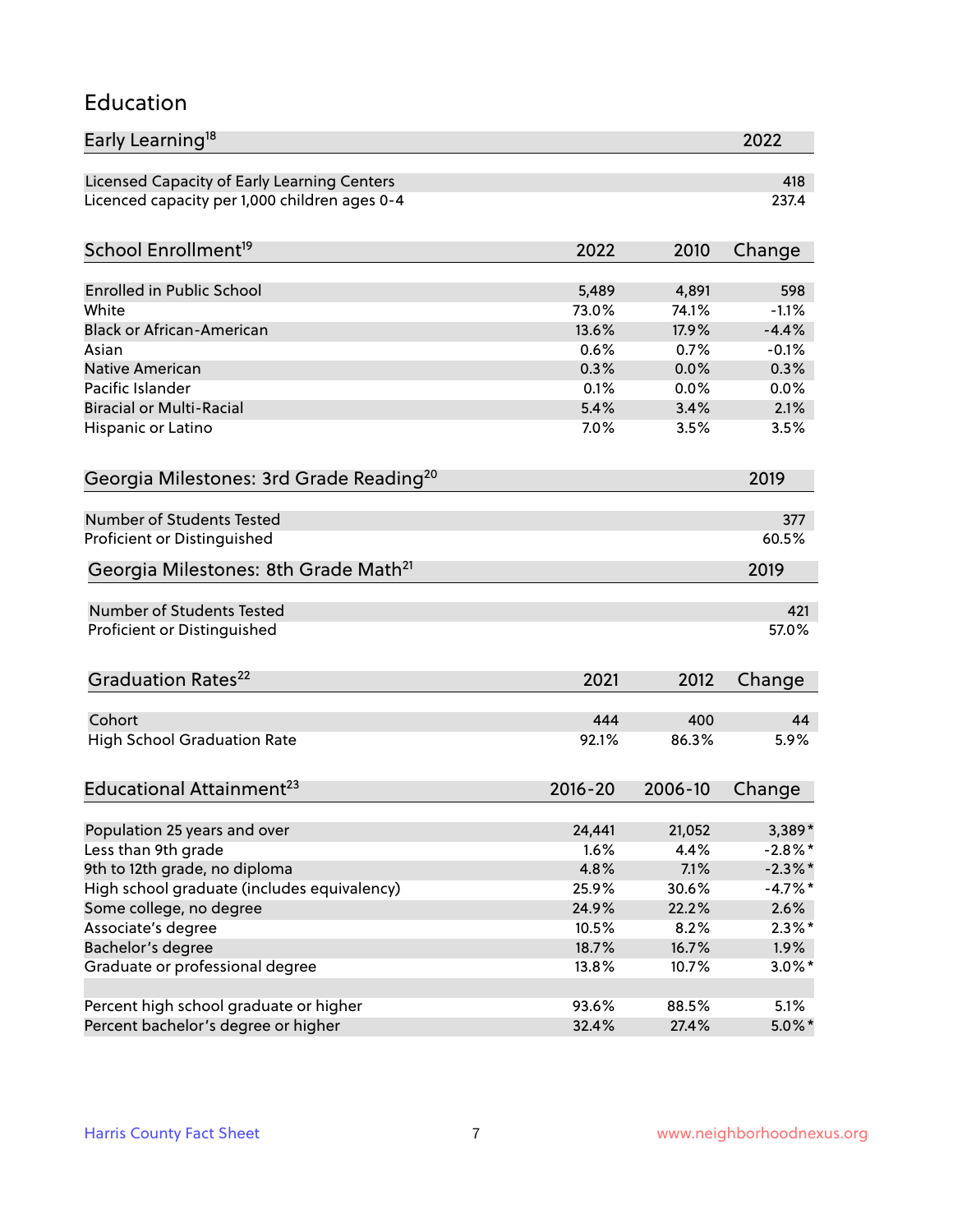# Education

| Early Learning[18] | 2022 |
| --- | --- |
| Licensed Capacity of Early Learning Centers | 418 |
| Licenced capacity per 1,000 children ages 0-4 | 237.4 |

| School Enrollment[19] | 2022 | 2010 | Change |
| --- | --- | --- | --- |
| Enrolled in Public School | 5,489 | 4,891 | 598 |
| White | 73.0% | 74.1% | -1.1% |
| Black or African-American | 13.6% | 17.9% | -4.4% |
| Asian | 0.6% | 0.7% | -0.1% |
| Native American | 0.3% | 0.0% | 0.3% |
| Pacific Islander | 0.1% | 0.0% | 0.0% |
| Biracial or Multi-Racial | 5.4% | 3.4% | 2.1% |
| Hispanic or Latino | 7.0% | 3.5% | 3.5% |

| Georgia Milestones: 3rd Grade Reading[20] | 2019 |
| --- | --- |
| Number of Students Tested | 377 |
| Proficient or Distinguished | 60.5% |

| Georgia Milestones: 8th Grade Math[21] | 2019 |
| --- | --- |
| Number of Students Tested | 421 |
| Proficient or Distinguished | 57.0% |

| Graduation Rates[22] | 2021 | 2012 | Change |
| --- | --- | --- | --- |
| Cohort | 444 | 400 | 44 |
| High School Graduation Rate | 92.1% | 86.3% | 5.9% |

| Educational Attainment[23] | 2016-20 | 2006-10 | Change |
| --- | --- | --- | --- |
| Population 25 years and over | 24,441 | 21,052 | 3,389* |
| Less than 9th grade | 1.6% | 4.4% | -2.8%* |
| 9th to 12th grade, no diploma | 4.8% | 7.1% | -2.3%* |
| High school graduate (includes equivalency) | 25.9% | 30.6% | -4.7%* |
| Some college, no degree | 24.9% | 22.2% | 2.6% |
| Associate's degree | 10.5% | 8.2% | 2.3%* |
| Bachelor's degree | 18.7% | 16.7% | 1.9% |
| Graduate or professional degree | 13.8% | 10.7% | 3.0%* |
| | | | |
| Percent high school graduate or higher | 93.6% | 88.5% | 5.1% |
| Percent bachelor's degree or higher | 32.4% | 27.4% | 5.0%* |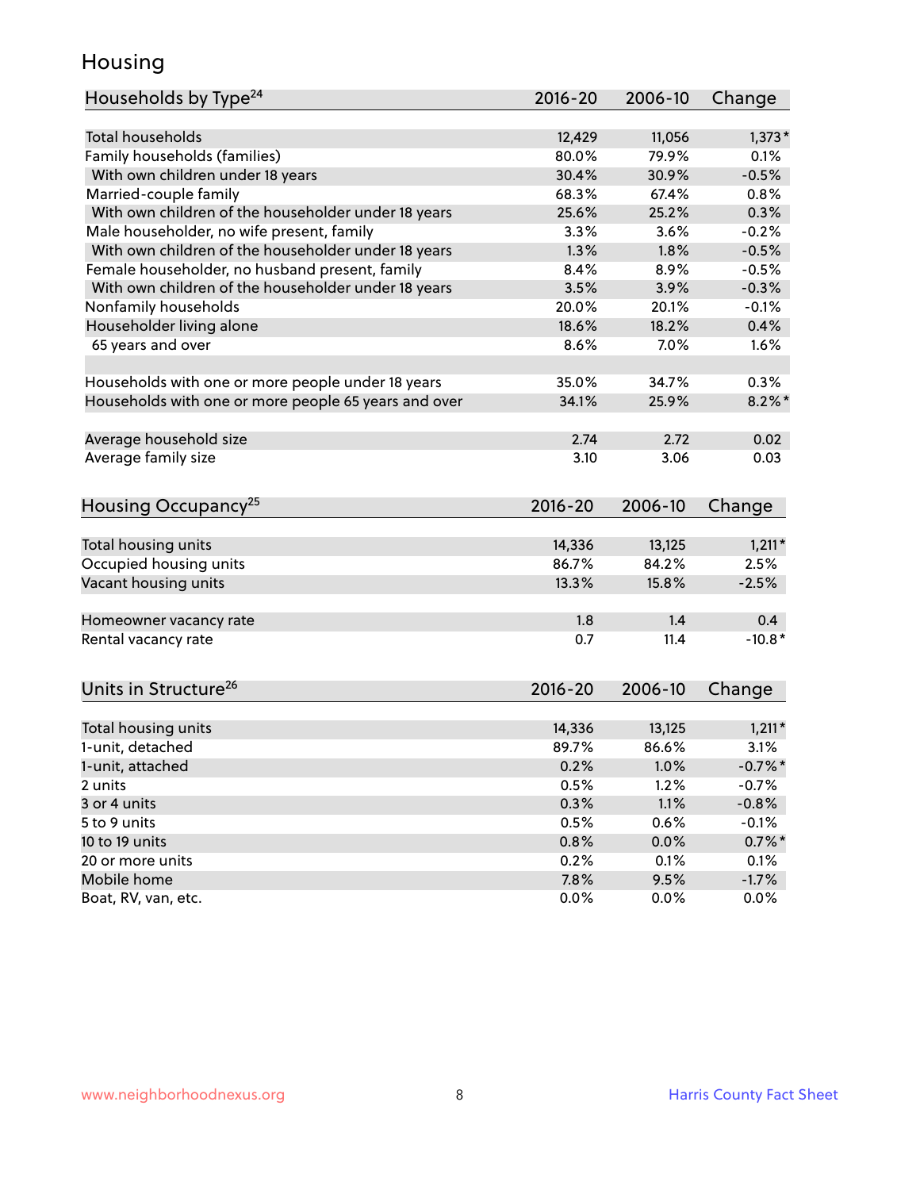# Housing

| Households by Type[24] | 2016-20 | 2006-10 | Change |
|---|---|---|---|
| Total households | 12,429 | 11,056 | 1,373* |
| Family households (families) | 80.0% | 79.9% | 0.1% |
| With own children under 18 years | 30.4% | 30.9% | -0.5% |
| Married-couple family | 68.3% | 67.4% | 0.8% |
| With own children of the householder under 18 years | 25.6% | 25.2% | 0.3% |
| Male householder, no wife present, family | 3.3% | 3.6% | -0.2% |
| With own children of the householder under 18 years | 1.3% | 1.8% | -0.5% |
| Female householder, no husband present, family | 8.4% | 8.9% | -0.5% |
| With own children of the householder under 18 years | 3.5% | 3.9% | -0.3% |
| Nonfamily households | 20.0% | 20.1% | -0.1% |
| Householder living alone | 18.6% | 18.2% | 0.4% |
| 65 years and over | 8.6% | 7.0% | 1.6% |
| | | | |
| Households with one or more people under 18 years | 35.0% | 34.7% | 0.3% |
| Households with one or more people 65 years and over | 34.1% | 25.9% | 8.2%* |
| | | | |
| Average household size | 2.74 | 2.72 | 0.02 |
| Average family size | 3.10 | 3.06 | 0.03 |

| Housing Occupancy[25] | 2016-20 | 2006-10 | Change |
|---|---|---|---|
| Total housing units | 14,336 | 13,125 | 1,211* |
| Occupied housing units | 86.7% | 84.2% | 2.5% |
| Vacant housing units | 13.3% | 15.8% | -2.5% |
| | | | |
| Homeowner vacancy rate | 1.8 | 1.4 | 0.4 |
| Rental vacancy rate | 0.7 | 11.4 | -10.8* |

| Units in Structure[26] | 2016-20 | 2006-10 | Change |
|---|---|---|---|
| Total housing units | 14,336 | 13,125 | 1,211* |
| 1-unit, detached | 89.7% | 86.6% | 3.1% |
| 1-unit, attached | 0.2% | 1.0% | -0.7%* |
| 2 units | 0.5% | 1.2% | -0.7% |
| 3 or 4 units | 0.3% | 1.1% | -0.8% |
| 5 to 9 units | 0.5% | 0.6% | -0.1% |
| 10 to 19 units | 0.8% | 0.0% | 0.7%* |
| 20 or more units | 0.2% | 0.1% | 0.1% |
| Mobile home | 7.8% | 9.5% | -1.7% |
| Boat, RV, van, etc. | 0.0% | 0.0% | 0.0% |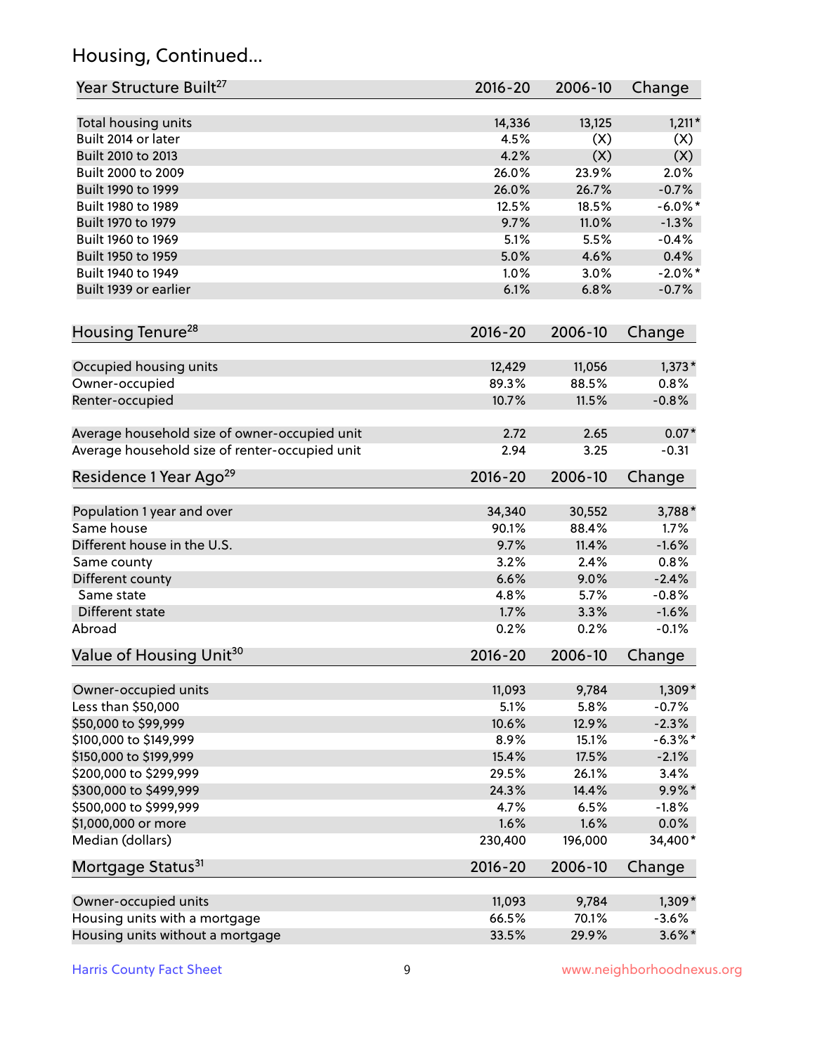## Housing, Continued...

| Year Structure Built[27] | 2016-20 | 2006-10 | Change |
|---|---|---|---|
| Total housing units | 14,336 | 13,125 | 1,211* |
| Built 2014 or later | 4.5% | (X) | (X) |
| Built 2010 to 2013 | 4.2% | (X) | (X) |
| Built 2000 to 2009 | 26.0% | 23.9% | 2.0% |
| Built 1990 to 1999 | 26.0% | 26.7% | -0.7% |
| Built 1980 to 1989 | 12.5% | 18.5% | -6.0%* |
| Built 1970 to 1979 | 9.7% | 11.0% | -1.3% |
| Built 1960 to 1969 | 5.1% | 5.5% | -0.4% |
| Built 1950 to 1959 | 5.0% | 4.6% | 0.4% |
| Built 1940 to 1949 | 1.0% | 3.0% | -2.0%* |
| Built 1939 or earlier | 6.1% | 6.8% | -0.7% |

| Housing Tenure[28] | 2016-20 | 2006-10 | Change |
|---|---|---|---|
| Occupied housing units | 12,429 | 11,056 | 1,373* |
| Owner-occupied | 89.3% | 88.5% | 0.8% |
| Renter-occupied | 10.7% | 11.5% | -0.8% |
| Average household size of owner-occupied unit | 2.72 | 2.65 | 0.07* |
| Average household size of renter-occupied unit | 2.94 | 3.25 | -0.31 |

| Residence 1 Year Ago[29] | 2016-20 | 2006-10 | Change |
|---|---|---|---|
| Population 1 year and over | 34,340 | 30,552 | 3,788* |
| Same house | 90.1% | 88.4% | 1.7% |
| Different house in the U.S. | 9.7% | 11.4% | -1.6% |
| Same county | 3.2% | 2.4% | 0.8% |
| Different county | 6.6% | 9.0% | -2.4% |
| Same state | 4.8% | 5.7% | -0.8% |
| Different state | 1.7% | 3.3% | -1.6% |
| Abroad | 0.2% | 0.2% | -0.1% |

| Value of Housing Unit[30] | 2016-20 | 2006-10 | Change |
|---|---|---|---|
| Owner-occupied units | 11,093 | 9,784 | 1,309* |
| Less than $50,000 | 5.1% | 5.8% | -0.7% |
| $50,000 to $99,999 | 10.6% | 12.9% | -2.3% |
| $100,000 to $149,999 | 8.9% | 15.1% | -6.3%* |
| $150,000 to $199,999 | 15.4% | 17.5% | -2.1% |
| $200,000 to $299,999 | 29.5% | 26.1% | 3.4% |
| $300,000 to $499,999 | 24.3% | 14.4% | 9.9%* |
| $500,000 to $999,999 | 4.7% | 6.5% | -1.8% |
| $1,000,000 or more | 1.6% | 1.6% | 0.0% |
| Median (dollars) | 230,400 | 196,000 | 34,400* |

| Mortgage Status[31] | 2016-20 | 2006-10 | Change |
|---|---|---|---|
| Owner-occupied units | 11,093 | 9,784 | 1,309* |
| Housing units with a mortgage | 66.5% | 70.1% | -3.6% |
| Housing units without a mortgage | 33.5% | 29.9% | 3.6%* |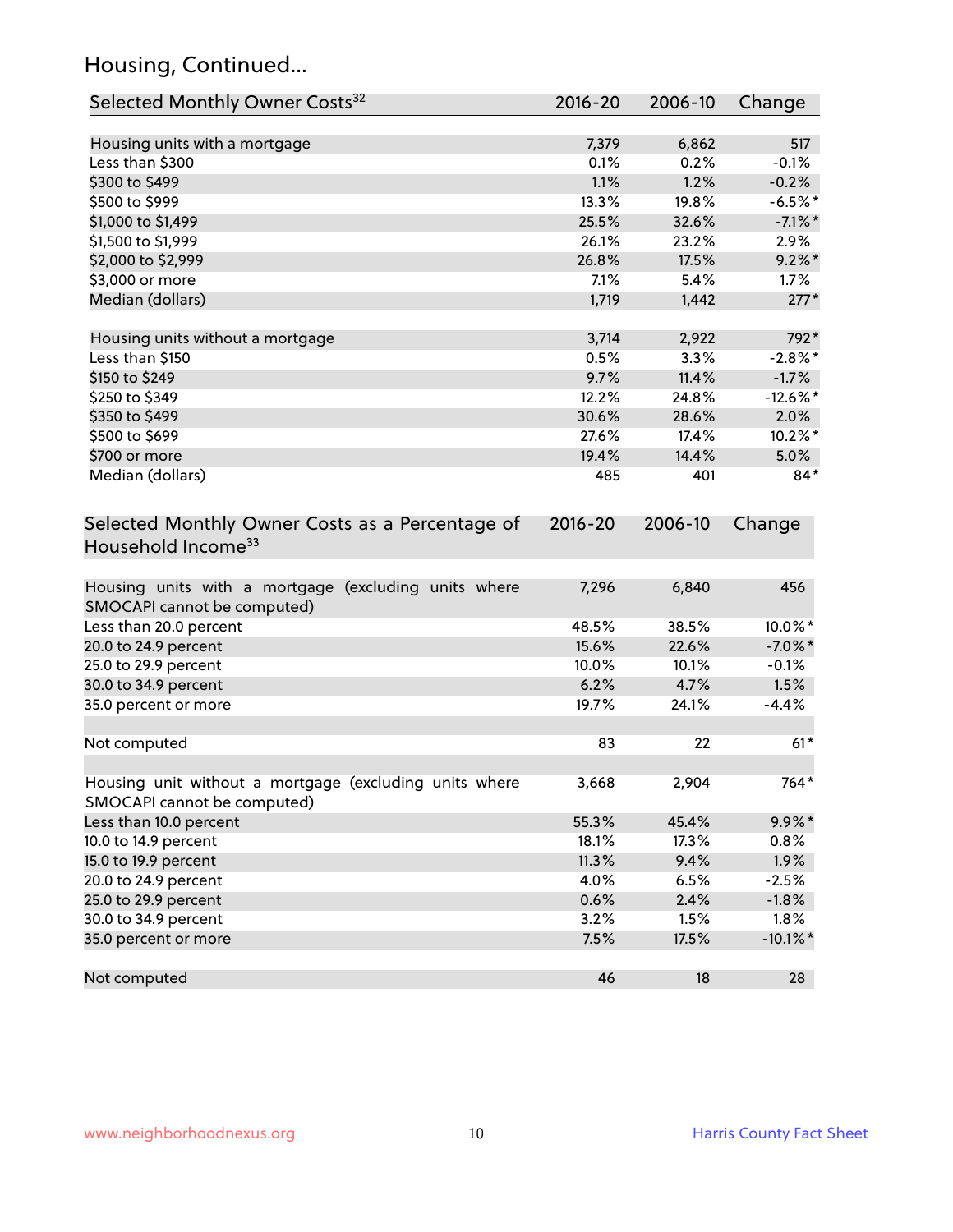## Housing, Continued...

| Selected Monthly Owner Costs[32] | 2016-20 | 2006-10 | Change |
|---|---|---|---|
| Housing units with a mortgage | 7,379 | 6,862 | 517 |
| Less than $300 | 0.1% | 0.2% | -0.1% |
| $300 to $499 | 1.1% | 1.2% | -0.2% |
| $500 to $999 | 13.3% | 19.8% | -6.5%* |
| $1,000 to $1,499 | 25.5% | 32.6% | -7.1%* |
| $1,500 to $1,999 | 26.1% | 23.2% | 2.9% |
| $2,000 to $2,999 | 26.8% | 17.5% | 9.2%* |
| $3,000 or more | 7.1% | 5.4% | 1.7% |
| Median (dollars) | 1,719 | 1,442 | 277* |
| | | | |
| Housing units without a mortgage | 3,714 | 2,922 | 792* |
| Less than $150 | 0.5% | 3.3% | -2.8%* |
| $150 to $249 | 9.7% | 11.4% | -1.7% |
| $250 to $349 | 12.2% | 24.8% | -12.6%* |
| $350 to $499 | 30.6% | 28.6% | 2.0% |
| $500 to $699 | 27.6% | 17.4% | 10.2%* |
| $700 or more | 19.4% | 14.4% | 5.0% |
| Median (dollars) | 485 | 401 | 84* |

| Selected Monthly Owner Costs as a Percentage of Household Income[33] | 2016-20 | 2006-10 | Change |
|---|---|---|---|
| Housing units with a mortgage (excluding units where SMOCAPI cannot be computed) | 7,296 | 6,840 | 456 |
| Less than 20.0 percent | 48.5% | 38.5% | 10.0%* |
| 20.0 to 24.9 percent | 15.6% | 22.6% | -7.0%* |
| 25.0 to 29.9 percent | 10.0% | 10.1% | -0.1% |
| 30.0 to 34.9 percent | 6.2% | 4.7% | 1.5% |
| 35.0 percent or more | 19.7% | 24.1% | -4.4% |
| | | | |
| Not computed | 83 | 22 | 61* |
| | | | |
| Housing unit without a mortgage (excluding units where SMOCAPI cannot be computed) | 3,668 | 2,904 | 764* |
| Less than 10.0 percent | 55.3% | 45.4% | 9.9%* |
| 10.0 to 14.9 percent | 18.1% | 17.3% | 0.8% |
| 15.0 to 19.9 percent | 11.3% | 9.4% | 1.9% |
| 20.0 to 24.9 percent | 4.0% | 6.5% | -2.5% |
| 25.0 to 29.9 percent | 0.6% | 2.4% | -1.8% |
| 30.0 to 34.9 percent | 3.2% | 1.5% | 1.8% |
| 35.0 percent or more | 7.5% | 17.5% | -10.1%* |
| | | | |
| Not computed | 46 | 18 | 28 |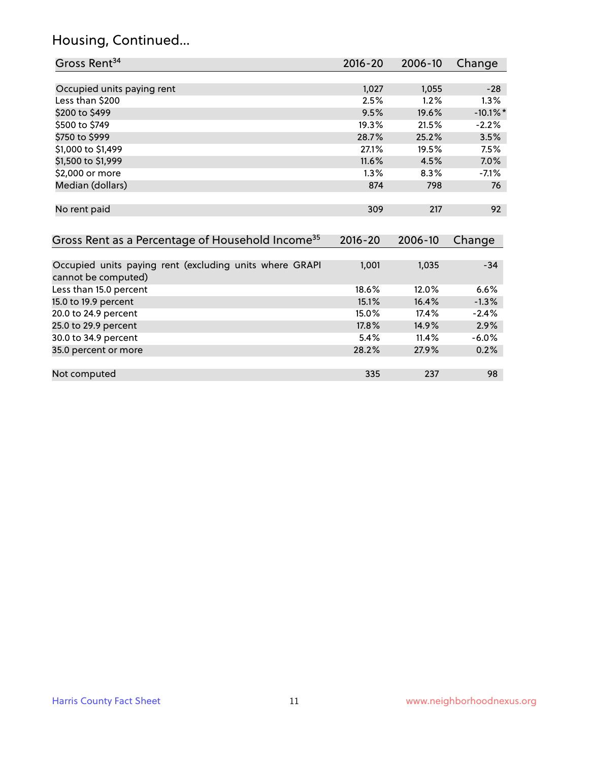## Housing, Continued...

| Gross Rent[34] | 2016-20 | 2006-10 | Change |
|---|---|---|---|
| Occupied units paying rent | 1,027 | 1,055 | -28 |
| Less than $200 | 2.5% | 1.2% | 1.3% |
| $200 to $499 | 9.5% | 19.6% | -10.1%* |
| $500 to $749 | 19.3% | 21.5% | -2.2% |
| $750 to $999 | 28.7% | 25.2% | 3.5% |
| $1,000 to $1,499 | 27.1% | 19.5% | 7.5% |
| $1,500 to $1,999 | 11.6% | 4.5% | 7.0% |
| $2,000 or more | 1.3% | 8.3% | -7.1% |
| Median (dollars) | 874 | 798 | 76 |
| No rent paid | 309 | 217 | 92 |

| Gross Rent as a Percentage of Household Income[35] | 2016-20 | 2006-10 | Change |
|---|---|---|---|
| Occupied units paying rent (excluding units where GRAPI cannot be computed) | 1,001 | 1,035 | -34 |
| Less than 15.0 percent | 18.6% | 12.0% | 6.6% |
| 15.0 to 19.9 percent | 15.1% | 16.4% | -1.3% |
| 20.0 to 24.9 percent | 15.0% | 17.4% | -2.4% |
| 25.0 to 29.9 percent | 17.8% | 14.9% | 2.9% |
| 30.0 to 34.9 percent | 5.4% | 11.4% | -6.0% |
| 35.0 percent or more | 28.2% | 27.9% | 0.2% |
| Not computed | 335 | 237 | 98 |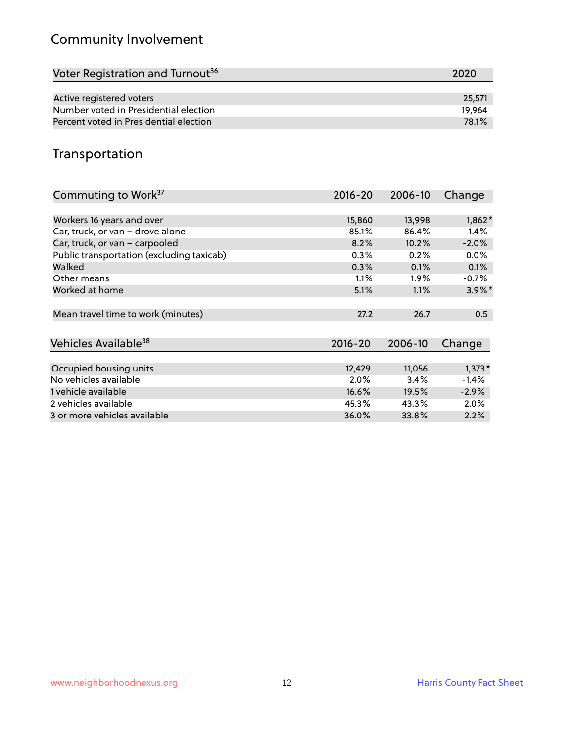## Community Involvement

| Voter Registration and Turnout[36] | 2020 |
|---|---|
| Active registered voters | 25,571 |
| Number voted in Presidential election | 19,964 |
| Percent voted in Presidential election | 78.1% |

## Transportation

| Commuting to Work[37] | 2016-20 | 2006-10 | Change |
|---|---|---|---|
| Workers 16 years and over | 15,860 | 13,998 | 1,862* |
| Car, truck, or van – drove alone | 85.1% | 86.4% | -1.4% |
| Car, truck, or van – carpooled | 8.2% | 10.2% | -2.0% |
| Public transportation (excluding taxicab) | 0.3% | 0.2% | 0.0% |
| Walked | 0.3% | 0.1% | 0.1% |
| Other means | 1.1% | 1.9% | -0.7% |
| Worked at home | 5.1% | 1.1% | 3.9%* |
| Mean travel time to work (minutes) | 27.2 | 26.7 | 0.5 |

| Vehicles Available[38] | 2016-20 | 2006-10 | Change |
|---|---|---|---|
| Occupied housing units | 12,429 | 11,056 | 1,373* |
| No vehicles available | 2.0% | 3.4% | -1.4% |
| 1 vehicle available | 16.6% | 19.5% | -2.9% |
| 2 vehicles available | 45.3% | 43.3% | 2.0% |
| 3 or more vehicles available | 36.0% | 33.8% | 2.2% |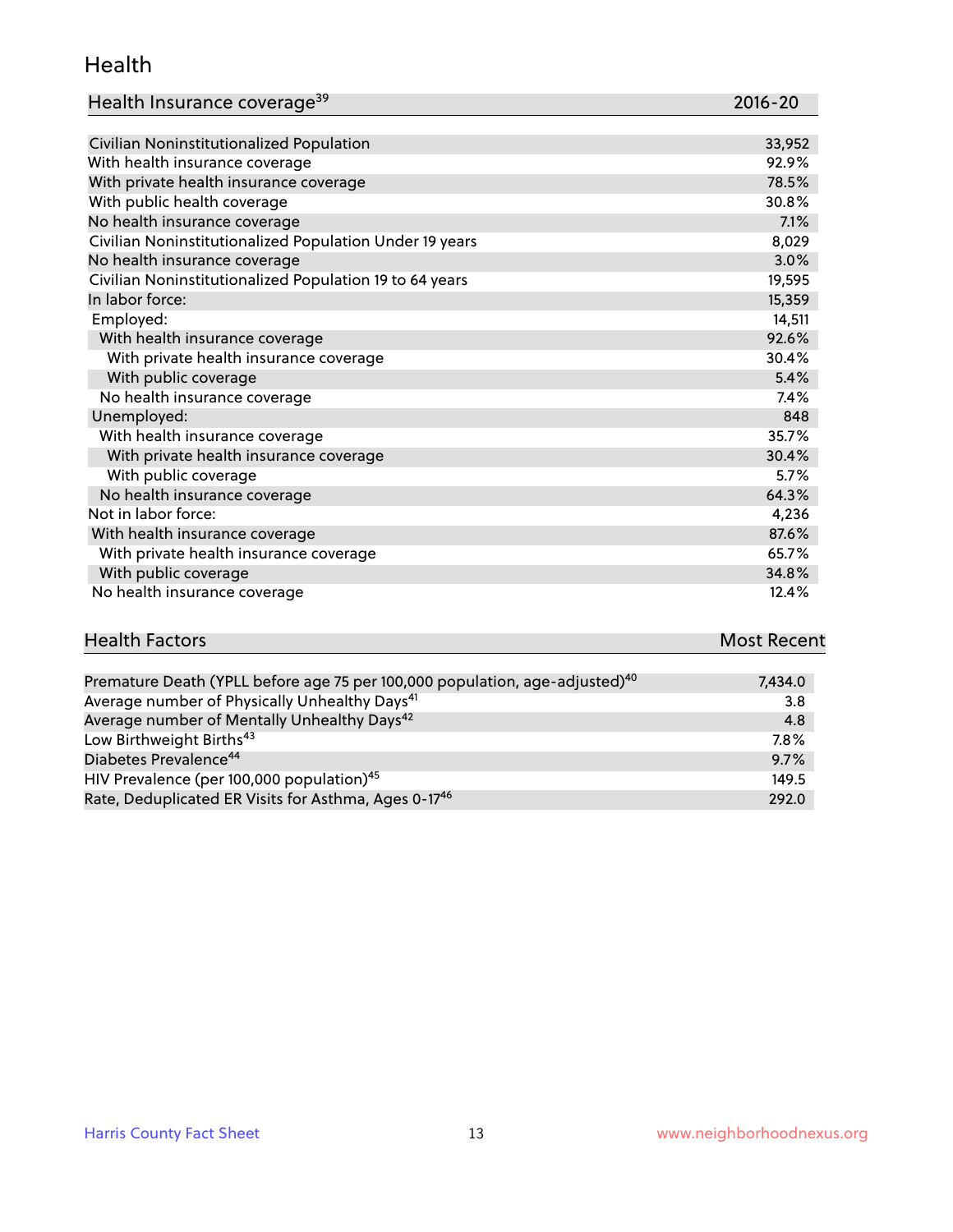# Health

| Health Insurance coverage[39] | 2016-20 |
|---|---|
| Civilian Noninstitutionalized Population | 33,952 |
| With health insurance coverage | 92.9% |
| With private health insurance coverage | 78.5% |
| With public health coverage | 30.8% |
| No health insurance coverage | 7.1% |
| Civilian Noninstitutionalized Population Under 19 years | 8,029 |
| No health insurance coverage | 3.0% |
| Civilian Noninstitutionalized Population 19 to 64 years | 19,595 |
| In labor force: | 15,359 |
| Employed: | 14,511 |
| With health insurance coverage | 92.6% |
| With private health insurance coverage | 30.4% |
| With public coverage | 5.4% |
| No health insurance coverage | 7.4% |
| Unemployed: | 848 |
| With health insurance coverage | 35.7% |
| With private health insurance coverage | 30.4% |
| With public coverage | 5.7% |
| No health insurance coverage | 64.3% |
| Not in labor force: | 4,236 |
| With health insurance coverage | 87.6% |
| With private health insurance coverage | 65.7% |
| With public coverage | 34.8% |
| No health insurance coverage | 12.4% |

| Health Factors | Most Recent |
|---|---|
| Premature Death (YPLL before age 75 per 100,000 population, age-adjusted)[40] | 7,434.0 |
| Average number of Physically Unhealthy Days[41] | 3.8 |
| Average number of Mentally Unhealthy Days[42] | 4.8 |
| Low Birthweight Births[43] | 7.8% |
| Diabetes Prevalence[44] | 9.7% |
| HIV Prevalence (per 100,000 population)[45] | 149.5 |
| Rate, Deduplicated ER Visits for Asthma, Ages 0-17[46] | 292.0 |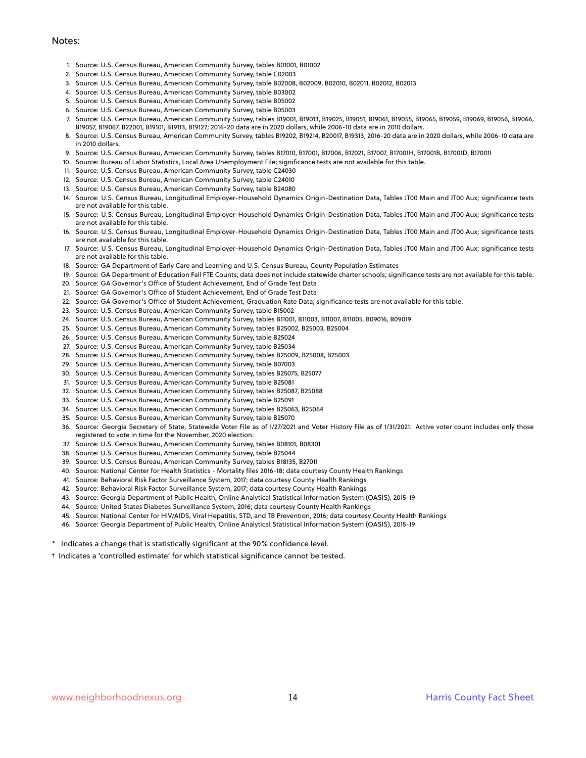Notes:

1. Source: U.S. Census Bureau, American Community Survey, tables B01001, B01002
2. Source: U.S. Census Bureau, American Community Survey, table C02003
3. Source: U.S. Census Bureau, American Community Survey, table B02008, B02009, B02010, B02011, B02012, B02013
4. Source: U.S. Census Bureau, American Community Survey, table B03002
5. Source: U.S. Census Bureau, American Community Survey, table B05002
6. Source: U.S. Census Bureau, American Community Survey, table B05003
7. Source: U.S. Census Bureau, American Community Survey, tables B19001, B19013, B19025, B19051, B19061, B19055, B19065, B19059, B19069, B19056, B19066, B19057, B19067, B22001, B19101, B19113, B19127; 2016-20 data are in 2020 dollars, while 2006-10 data are in 2010 dollars.
8. Source: U.S. Census Bureau, American Community Survey, tables B19202, B19214, B20017, B19313; 2016-20 data are in 2020 dollars, while 2006-10 data are in 2010 dollars.
9. Source: U.S. Census Bureau, American Community Survey, tables B17010, B17001, B17006, B17021, B17007, B17001H, B17001B, B17001D, B17001I
10. Source: Bureau of Labor Statistics, Local Area Unemployment File; significance tests are not available for this table.
11. Source: U.S. Census Bureau, American Community Survey, table C24030
12. Source: U.S. Census Bureau, American Community Survey, table C24010
13. Source: U.S. Census Bureau, American Community Survey, table B24080
14. Source: U.S. Census Bureau, Longitudinal Employer-Household Dynamics Origin-Destination Data, Tables JT00 Main and JT00 Aux; significance tests are not available for this table.
15. Source: U.S. Census Bureau, Longitudinal Employer-Household Dynamics Origin-Destination Data, Tables JT00 Main and JT00 Aux; significance tests are not available for this table.
16. Source: U.S. Census Bureau, Longitudinal Employer-Household Dynamics Origin-Destination Data, Tables JT00 Main and JT00 Aux; significance tests are not available for this table.
17. Source: U.S. Census Bureau, Longitudinal Employer-Household Dynamics Origin-Destination Data, Tables JT00 Main and JT00 Aux; significance tests are not available for this table.
18. Source: GA Department of Early Care and Learning and U.S. Census Bureau, County Population Estimates
19. Source: GA Department of Education Fall FTE Counts; data does not include statewide charter schools; significance tests are not available for this table.
20. Source: GA Governor's Office of Student Achievement, End of Grade Test Data
21. Source: GA Governor's Office of Student Achievement, End of Grade Test Data
22. Source: GA Governor's Office of Student Achievement, Graduation Rate Data; significance tests are not available for this table.
23. Source: U.S. Census Bureau, American Community Survey, table B15002
24. Source: U.S. Census Bureau, American Community Survey, tables B11001, B11003, B11007, B11005, B09016, B09019
25. Source: U.S. Census Bureau, American Community Survey, tables B25002, B25003, B25004
26. Source: U.S. Census Bureau, American Community Survey, table B25024
27. Source: U.S. Census Bureau, American Community Survey, table B25034
28. Source: U.S. Census Bureau, American Community Survey, tables B25009, B25008, B25003
29. Source: U.S. Census Bureau, American Community Survey, table B07003
30. Source: U.S. Census Bureau, American Community Survey, tables B25075, B25077
31. Source: U.S. Census Bureau, American Community Survey, table B25081
32. Source: U.S. Census Bureau, American Community Survey, tables B25087, B25088
33. Source: U.S. Census Bureau, American Community Survey, table B25091
34. Source: U.S. Census Bureau, American Community Survey, tables B25063, B25064
35. Source: U.S. Census Bureau, American Community Survey, table B25070
36. Source: Georgia Secretary of State, Statewide Voter File as of 1/27/2021 and Voter History File as of 1/31/2021. Active voter count includes only those registered to vote in time for the November, 2020 election.
37. Source: U.S. Census Bureau, American Community Survey, tables B08101, B08301
38. Source: U.S. Census Bureau, American Community Survey, table B25044
39. Source: U.S. Census Bureau, American Community Survey, tables B18135, B27011
40. Source: National Center for Health Statistics - Mortality files 2016-18; data courtesy County Health Rankings
41. Source: Behavioral Risk Factor Surveillance System, 2017; data courtesy County Health Rankings
42. Source: Behavioral Risk Factor Surveillance System, 2017; data courtesy County Health Rankings
43. Source: Georgia Department of Public Health, Online Analytical Statistical Information System (OASIS), 2015-19
44. Source: United States Diabetes Surveillance System, 2016; data courtesy County Health Rankings
45. Source: National Center for HIV/AIDS, Viral Hepatitis, STD, and TB Prevention, 2016; data courtesy County Health Rankings
46. Source: Georgia Department of Public Health, Online Analytical Statistical Information System (OASIS), 2015-19

\* Indicates a change that is statistically significant at the 90% confidence level.

† Indicates a 'controlled estimate' for which statistical significance cannot be tested.